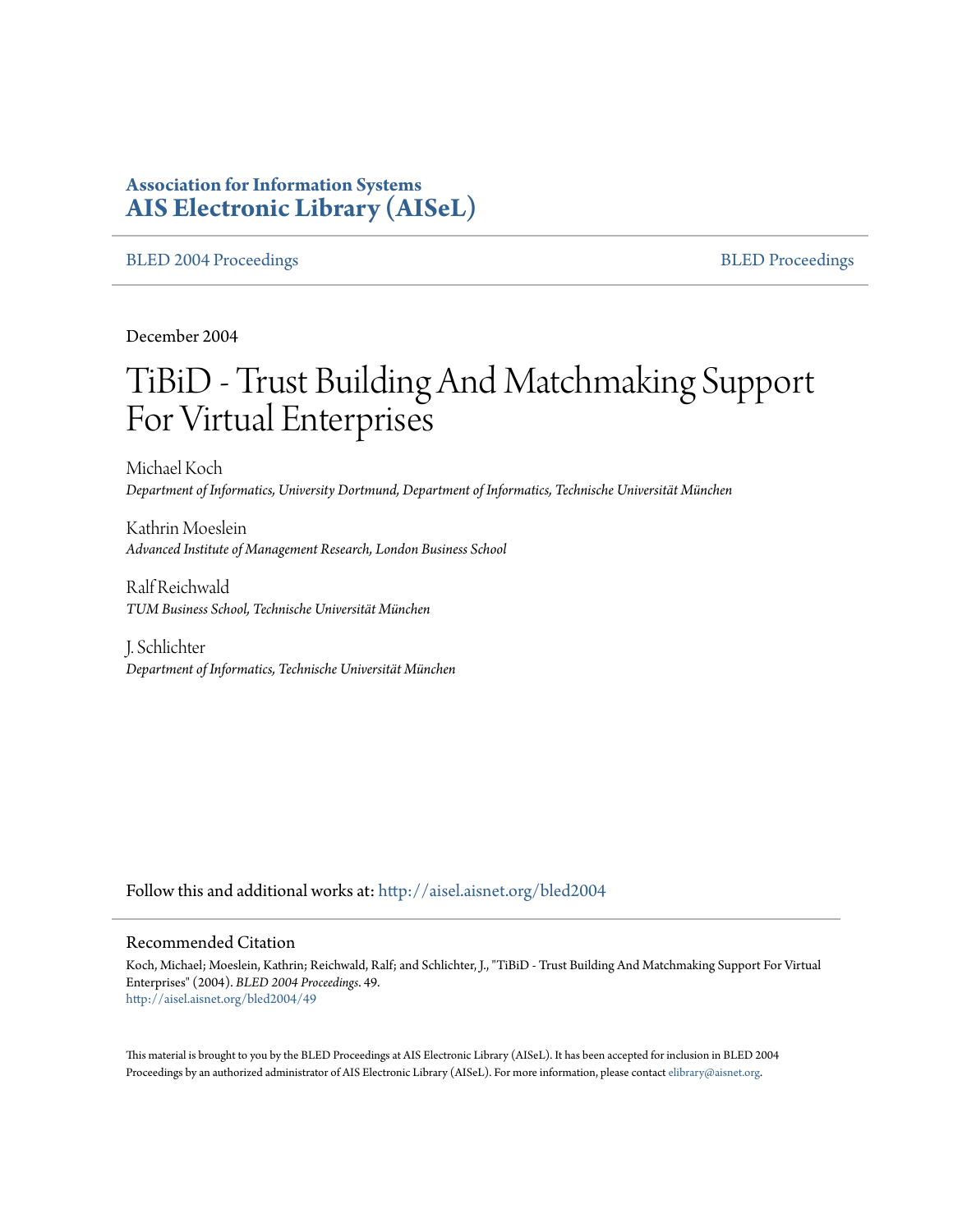**Association for Information Systems**
**AIS Electronic Library (AISeL)**

BLED 2004 Proceedings | BLED Proceedings

December 2004

# TiBiD - Trust Building And Matchmaking Support For Virtual Enterprises

Michael Koch
*Department of Informatics, University Dortmund, Department of Informatics, Technische Universität München*

Kathrin Moeslein
*Advanced Institute of Management Research, London Business School*

Ralf Reichwald
*TUM Business School, Technische Universität München*

J. Schlichter
*Department of Informatics, Technische Universität München*

Follow this and additional works at: http://aisel.aisnet.org/bled2004

## Recommended Citation

Koch, Michael; Moeslein, Kathrin; Reichwald, Ralf; and Schlichter, J., "TiBiD - Trust Building And Matchmaking Support For Virtual Enterprises" (2004). *BLED 2004 Proceedings*. 49.
http://aisel.aisnet.org/bled2004/49

This material is brought to you by the BLED Proceedings at AIS Electronic Library (AISeL). It has been accepted for inclusion in BLED 2004 Proceedings by an authorized administrator of AIS Electronic Library (AISeL). For more information, please contact elibrary@aisnet.org.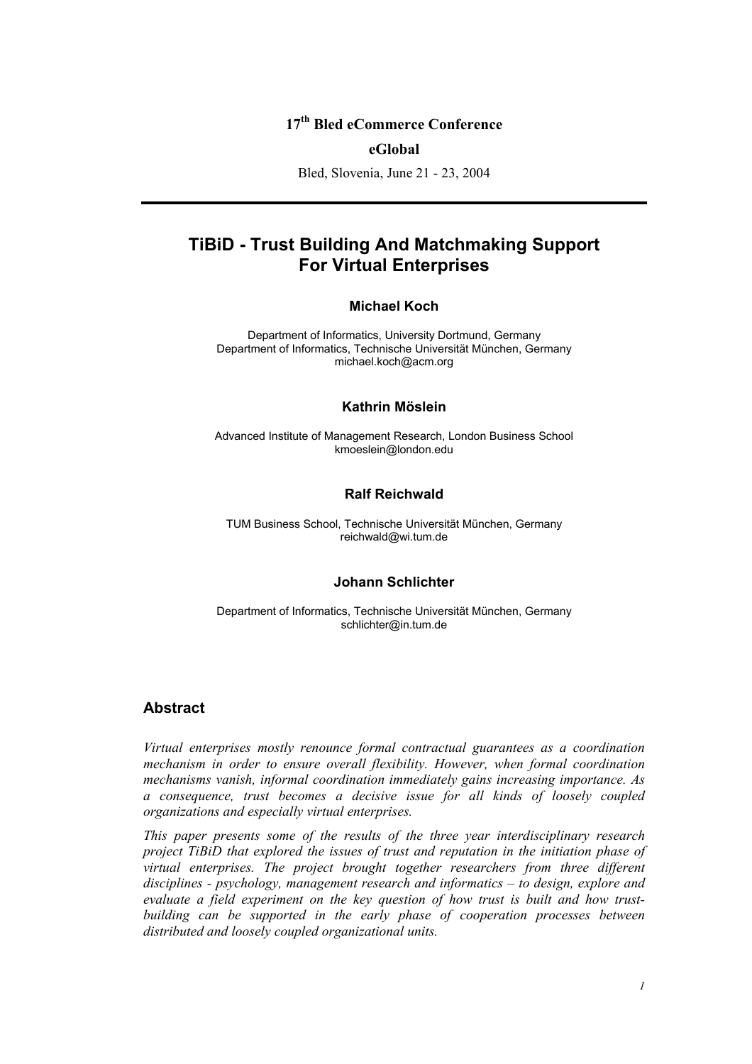**17th Bled eCommerce Conference**

**eGlobal**

Bled, Slovenia, June 21 - 23, 2004

# TiBiD - Trust Building And Matchmaking Support For Virtual Enterprises

**Michael Koch**

Department of Informatics, University Dortmund, Germany
Department of Informatics, Technische Universität München, Germany
michael.koch@acm.org

**Kathrin Möslein**

Advanced Institute of Management Research, London Business School
kmoeslein@london.edu

**Ralf Reichwald**

TUM Business School, Technische Universität München, Germany
reichwald@wi.tum.de

**Johann Schlichter**

Department of Informatics, Technische Universität München, Germany
schlichter@in.tum.de

## Abstract

*Virtual enterprises mostly renounce formal contractual guarantees as a coordination mechanism in order to ensure overall flexibility. However, when formal coordination mechanisms vanish, informal coordination immediately gains increasing importance. As a consequence, trust becomes a decisive issue for all kinds of loosely coupled organizations and especially virtual enterprises.*

*This paper presents some of the results of the three year interdisciplinary research project TiBiD that explored the issues of trust and reputation in the initiation phase of virtual enterprises. The project brought together researchers from three different disciplines - psychology, management research and informatics – to design, explore and evaluate a field experiment on the key question of how trust is built and how trust-building can be supported in the early phase of cooperation processes between distributed and loosely coupled organizational units.*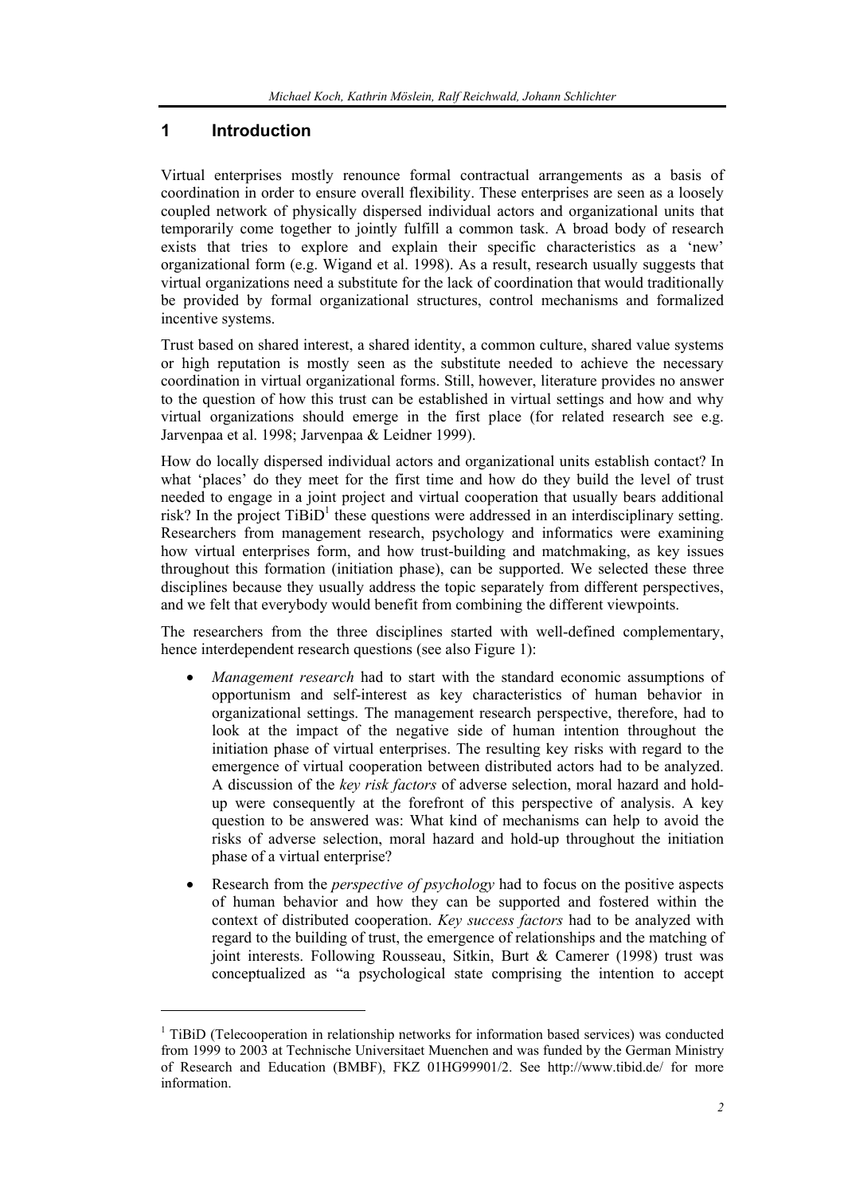# 1 Introduction

Virtual enterprises mostly renounce formal contractual arrangements as a basis of coordination in order to ensure overall flexibility. These enterprises are seen as a loosely coupled network of physically dispersed individual actors and organizational units that temporarily come together to jointly fulfill a common task. A broad body of research exists that tries to explore and explain their specific characteristics as a 'new' organizational form (e.g. Wigand et al. 1998). As a result, research usually suggests that virtual organizations need a substitute for the lack of coordination that would traditionally be provided by formal organizational structures, control mechanisms and formalized incentive systems.

Trust based on shared interest, a shared identity, a common culture, shared value systems or high reputation is mostly seen as the substitute needed to achieve the necessary coordination in virtual organizational forms. Still, however, literature provides no answer to the question of how this trust can be established in virtual settings and how and why virtual organizations should emerge in the first place (for related research see e.g. Jarvenpaa et al. 1998; Jarvenpaa & Leidner 1999).

How do locally dispersed individual actors and organizational units establish contact? In what 'places' do they meet for the first time and how do they build the level of trust needed to engage in a joint project and virtual cooperation that usually bears additional risk? In the project TiBiD[1] these questions were addressed in an interdisciplinary setting. Researchers from management research, psychology and informatics were examining how virtual enterprises form, and how trust-building and matchmaking, as key issues throughout this formation (initiation phase), can be supported. We selected these three disciplines because they usually address the topic separately from different perspectives, and we felt that everybody would benefit from combining the different viewpoints.

The researchers from the three disciplines started with well-defined complementary, hence interdependent research questions (see also Figure 1):

- *Management research* had to start with the standard economic assumptions of opportunism and self-interest as key characteristics of human behavior in organizational settings. The management research perspective, therefore, had to look at the impact of the negative side of human intention throughout the initiation phase of virtual enterprises. The resulting key risks with regard to the emergence of virtual cooperation between distributed actors had to be analyzed. A discussion of the *key risk factors* of adverse selection, moral hazard and hold-up were consequently at the forefront of this perspective of analysis. A key question to be answered was: What kind of mechanisms can help to avoid the risks of adverse selection, moral hazard and hold-up throughout the initiation phase of a virtual enterprise?
- Research from the *perspective of psychology* had to focus on the positive aspects of human behavior and how they can be supported and fostered within the context of distributed cooperation. *Key success factors* had to be analyzed with regard to the building of trust, the emergence of relationships and the matching of joint interests. Following Rousseau, Sitkin, Burt & Camerer (1998) trust was conceptualized as "a psychological state comprising the intention to accept

[1] TiBiD (Telecooperation in relationship networks for information based services) was conducted from 1999 to 2003 at Technische Universitaet Muenchen and was funded by the German Ministry of Research and Education (BMBF), FKZ 01HG99901/2. See http://www.tibid.de/ for more information.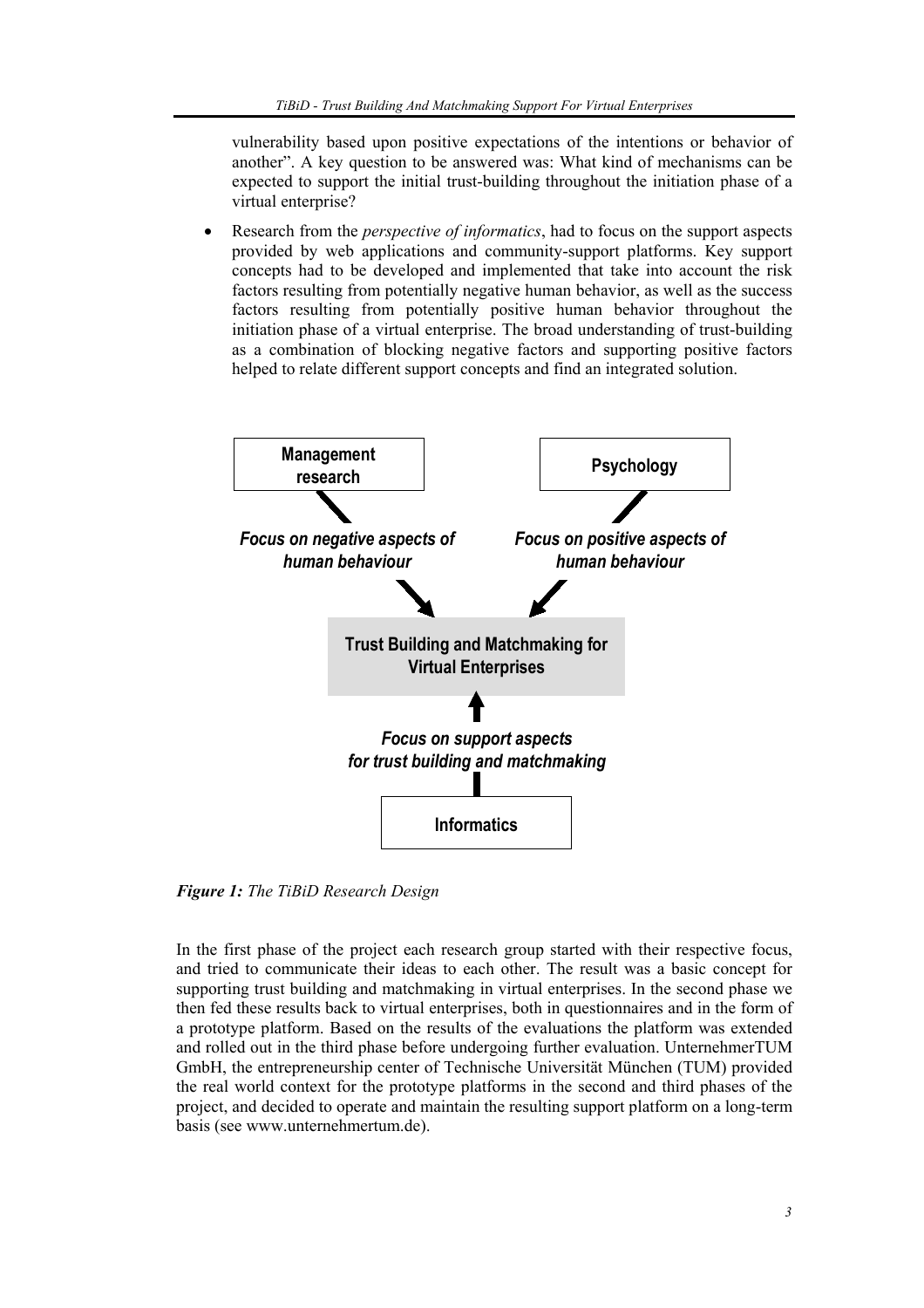vulnerability based upon positive expectations of the intentions or behavior of another". A key question to be answered was: What kind of mechanisms can be expected to support the initial trust-building throughout the initiation phase of a virtual enterprise?

- Research from the *perspective of informatics*, had to focus on the support aspects provided by web applications and community-support platforms. Key support concepts had to be developed and implemented that take into account the risk factors resulting from potentially negative human behavior, as well as the success factors resulting from potentially positive human behavior throughout the initiation phase of a virtual enterprise. The broad understanding of trust-building as a combination of blocking negative factors and supporting positive factors helped to relate different support concepts and find an integrated solution.

**Management research** → *Focus on negative aspects of human behaviour* → **Trust Building and Matchmaking for Virtual Enterprises**

**Psychology** → *Focus on positive aspects of human behaviour* → **Trust Building and Matchmaking for Virtual Enterprises**

**Informatics** → *Focus on support aspects for trust building and matchmaking* → **Trust Building and Matchmaking for Virtual Enterprises**

***Figure 1:*** *The TiBiD Research Design*

In the first phase of the project each research group started with their respective focus, and tried to communicate their ideas to each other. The result was a basic concept for supporting trust building and matchmaking in virtual enterprises. In the second phase we then fed these results back to virtual enterprises, both in questionnaires and in the form of a prototype platform. Based on the results of the evaluations the platform was extended and rolled out in the third phase before undergoing further evaluation. UnternehmerTUM GmbH, the entrepreneurship center of Technische Universität München (TUM) provided the real world context for the prototype platforms in the second and third phases of the project, and decided to operate and maintain the resulting support platform on a long-term basis (see www.unternehmertum.de).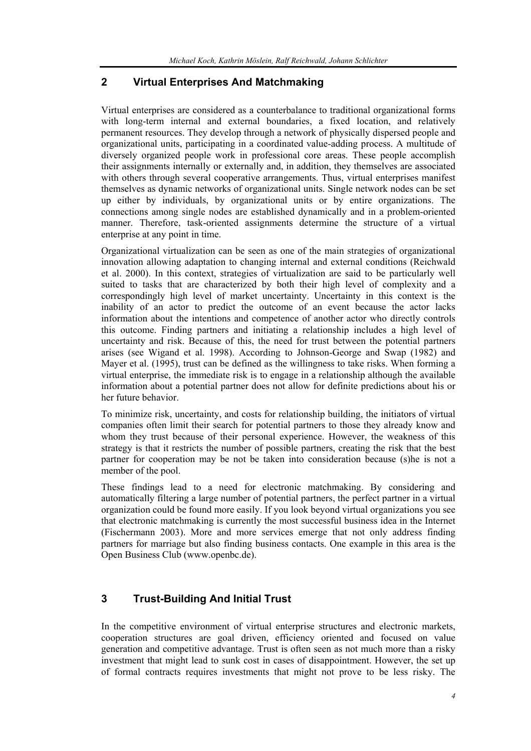## 2 Virtual Enterprises And Matchmaking

Virtual enterprises are considered as a counterbalance to traditional organizational forms with long-term internal and external boundaries, a fixed location, and relatively permanent resources. They develop through a network of physically dispersed people and organizational units, participating in a coordinated value-adding process. A multitude of diversely organized people work in professional core areas. These people accomplish their assignments internally or externally and, in addition, they themselves are associated with others through several cooperative arrangements. Thus, virtual enterprises manifest themselves as dynamic networks of organizational units. Single network nodes can be set up either by individuals, by organizational units or by entire organizations. The connections among single nodes are established dynamically and in a problem-oriented manner. Therefore, task-oriented assignments determine the structure of a virtual enterprise at any point in time.

Organizational virtualization can be seen as one of the main strategies of organizational innovation allowing adaptation to changing internal and external conditions (Reichwald et al. 2000). In this context, strategies of virtualization are said to be particularly well suited to tasks that are characterized by both their high level of complexity and a correspondingly high level of market uncertainty. Uncertainty in this context is the inability of an actor to predict the outcome of an event because the actor lacks information about the intentions and competence of another actor who directly controls this outcome. Finding partners and initiating a relationship includes a high level of uncertainty and risk. Because of this, the need for trust between the potential partners arises (see Wigand et al. 1998). According to Johnson-George and Swap (1982) and Mayer et al. (1995), trust can be defined as the willingness to take risks. When forming a virtual enterprise, the immediate risk is to engage in a relationship although the available information about a potential partner does not allow for definite predictions about his or her future behavior.

To minimize risk, uncertainty, and costs for relationship building, the initiators of virtual companies often limit their search for potential partners to those they already know and whom they trust because of their personal experience. However, the weakness of this strategy is that it restricts the number of possible partners, creating the risk that the best partner for cooperation may be not be taken into consideration because (s)he is not a member of the pool.

These findings lead to a need for electronic matchmaking. By considering and automatically filtering a large number of potential partners, the perfect partner in a virtual organization could be found more easily. If you look beyond virtual organizations you see that electronic matchmaking is currently the most successful business idea in the Internet (Fischermann 2003). More and more services emerge that not only address finding partners for marriage but also finding business contacts. One example in this area is the Open Business Club (www.openbc.de).

## 3 Trust-Building And Initial Trust

In the competitive environment of virtual enterprise structures and electronic markets, cooperation structures are goal driven, efficiency oriented and focused on value generation and competitive advantage. Trust is often seen as not much more than a risky investment that might lead to sunk cost in cases of disappointment. However, the set up of formal contracts requires investments that might not prove to be less risky. The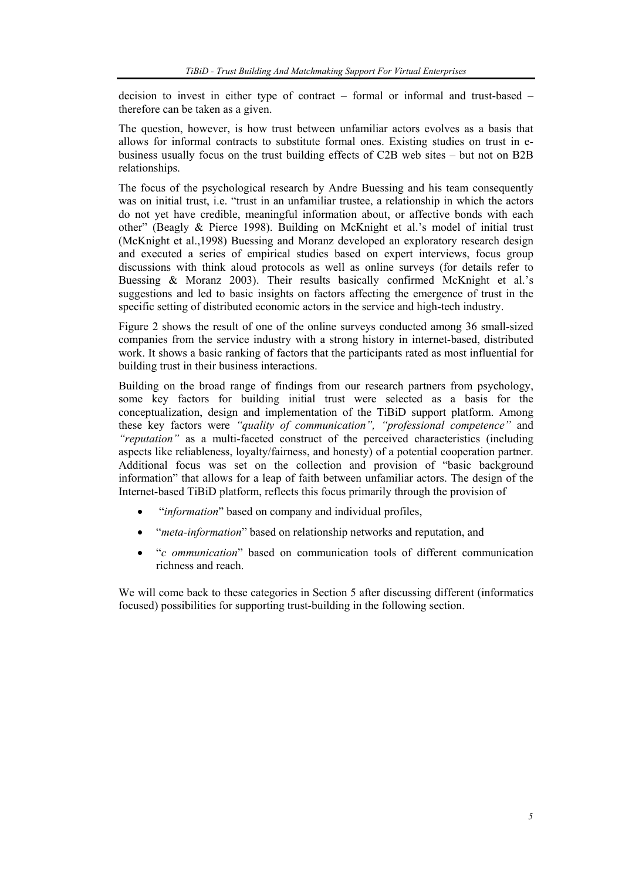decision to invest in either type of contract – formal or informal and trust-based – therefore can be taken as a given.

The question, however, is how trust between unfamiliar actors evolves as a basis that allows for informal contracts to substitute formal ones. Existing studies on trust in e-business usually focus on the trust building effects of C2B web sites – but not on B2B relationships.

The focus of the psychological research by Andre Buessing and his team consequently was on initial trust, i.e. "trust in an unfamiliar trustee, a relationship in which the actors do not yet have credible, meaningful information about, or affective bonds with each other" (Beagly & Pierce 1998). Building on McKnight et al.'s model of initial trust (McKnight et al.,1998) Buessing and Moranz developed an exploratory research design and executed a series of empirical studies based on expert interviews, focus group discussions with think aloud protocols as well as online surveys (for details refer to Buessing & Moranz 2003). Their results basically confirmed McKnight et al.'s suggestions and led to basic insights on factors affecting the emergence of trust in the specific setting of distributed economic actors in the service and high-tech industry.

Figure 2 shows the result of one of the online surveys conducted among 36 small-sized companies from the service industry with a strong history in internet-based, distributed work. It shows a basic ranking of factors that the participants rated as most influential for building trust in their business interactions.

Building on the broad range of findings from our research partners from psychology, some key factors for building initial trust were selected as a basis for the conceptualization, design and implementation of the TiBiD support platform. Among these key factors were *"quality of communication", "professional competence"* and *"reputation"* as a multi-faceted construct of the perceived characteristics (including aspects like reliableness, loyalty/fairness, and honesty) of a potential cooperation partner. Additional focus was set on the collection and provision of "basic background information" that allows for a leap of faith between unfamiliar actors. The design of the Internet-based TiBiD platform, reflects this focus primarily through the provision of

- "*information*" based on company and individual profiles,
- "*meta-information*" based on relationship networks and reputation, and
- "*c ommunication*" based on communication tools of different communication richness and reach.

We will come back to these categories in Section 5 after discussing different (informatics focused) possibilities for supporting trust-building in the following section.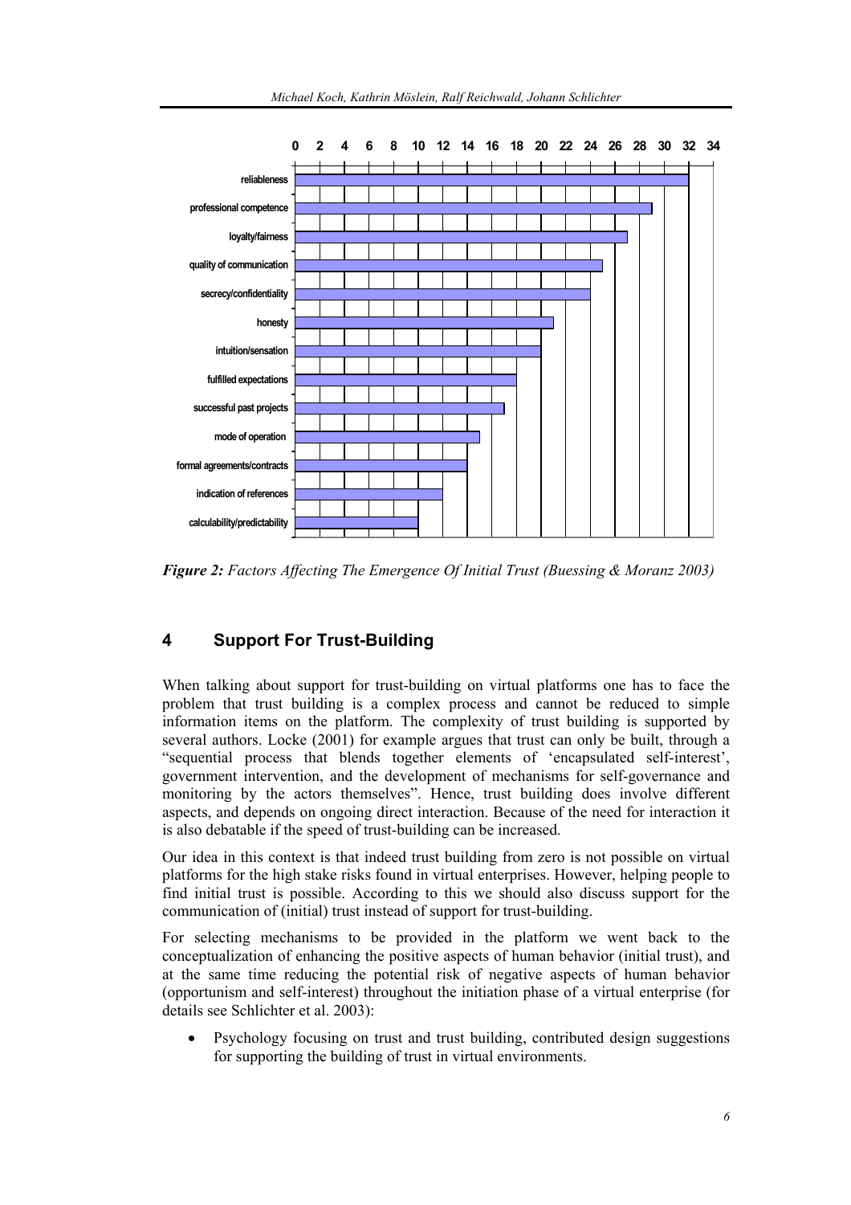*Figure 2: Factors Affecting The Emergence Of Initial Trust (Buessing & Moranz 2003)*

## 4 Support For Trust-Building

When talking about support for trust-building on virtual platforms one has to face the problem that trust building is a complex process and cannot be reduced to simple information items on the platform. The complexity of trust building is supported by several authors. Locke (2001) for example argues that trust can only be built, through a "sequential process that blends together elements of 'encapsulated self-interest', government intervention, and the development of mechanisms for self-governance and monitoring by the actors themselves". Hence, trust building does involve different aspects, and depends on ongoing direct interaction. Because of the need for interaction it is also debatable if the speed of trust-building can be increased.

Our idea in this context is that indeed trust building from zero is not possible on virtual platforms for the high stake risks found in virtual enterprises. However, helping people to find initial trust is possible. According to this we should also discuss support for the communication of (initial) trust instead of support for trust-building.

For selecting mechanisms to be provided in the platform we went back to the conceptualization of enhancing the positive aspects of human behavior (initial trust), and at the same time reducing the potential risk of negative aspects of human behavior (opportunism and self-interest) throughout the initiation phase of a virtual enterprise (for details see Schlichter et al. 2003):

- Psychology focusing on trust and trust building, contributed design suggestions for supporting the building of trust in virtual environments.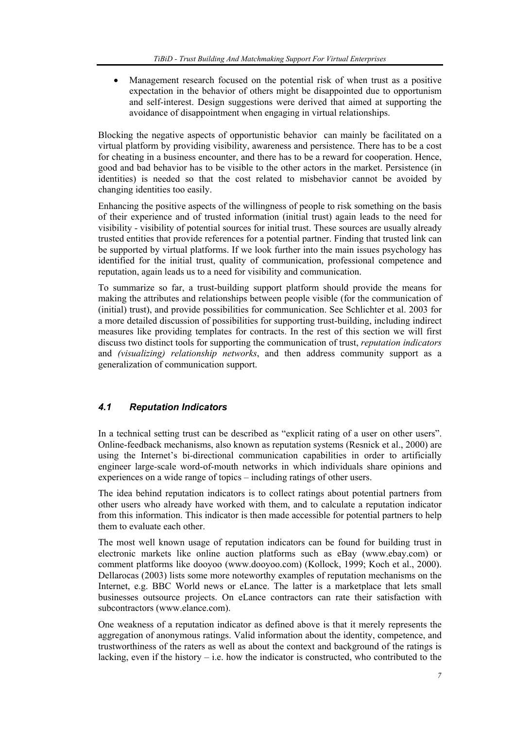- Management research focused on the potential risk of when trust as a positive expectation in the behavior of others might be disappointed due to opportunism and self-interest. Design suggestions were derived that aimed at supporting the avoidance of disappointment when engaging in virtual relationships.

Blocking the negative aspects of opportunistic behavior can mainly be facilitated on a virtual platform by providing visibility, awareness and persistence. There has to be a cost for cheating in a business encounter, and there has to be a reward for cooperation. Hence, good and bad behavior has to be visible to the other actors in the market. Persistence (in identities) is needed so that the cost related to misbehavior cannot be avoided by changing identities too easily.

Enhancing the positive aspects of the willingness of people to risk something on the basis of their experience and of trusted information (initial trust) again leads to the need for visibility - visibility of potential sources for initial trust. These sources are usually already trusted entities that provide references for a potential partner. Finding that trusted link can be supported by virtual platforms. If we look further into the main issues psychology has identified for the initial trust, quality of communication, professional competence and reputation, again leads us to a need for visibility and communication.

To summarize so far, a trust-building support platform should provide the means for making the attributes and relationships between people visible (for the communication of (initial) trust), and provide possibilities for communication. See Schlichter et al. 2003 for a more detailed discussion of possibilities for supporting trust-building, including indirect measures like providing templates for contracts. In the rest of this section we will first discuss two distinct tools for supporting the communication of trust, *reputation indicators* and *(visualizing) relationship networks*, and then address community support as a generalization of communication support.

## *4.1 Reputation Indicators*

In a technical setting trust can be described as "explicit rating of a user on other users". Online-feedback mechanisms, also known as reputation systems (Resnick et al., 2000) are using the Internet's bi-directional communication capabilities in order to artificially engineer large-scale word-of-mouth networks in which individuals share opinions and experiences on a wide range of topics – including ratings of other users.

The idea behind reputation indicators is to collect ratings about potential partners from other users who already have worked with them, and to calculate a reputation indicator from this information. This indicator is then made accessible for potential partners to help them to evaluate each other.

The most well known usage of reputation indicators can be found for building trust in electronic markets like online auction platforms such as eBay (www.ebay.com) or comment platforms like dooyoo (www.dooyoo.com) (Kollock, 1999; Koch et al., 2000). Dellarocas (2003) lists some more noteworthy examples of reputation mechanisms on the Internet, e.g. BBC World news or eLance. The latter is a marketplace that lets small businesses outsource projects. On eLance contractors can rate their satisfaction with subcontractors (www.elance.com).

One weakness of a reputation indicator as defined above is that it merely represents the aggregation of anonymous ratings. Valid information about the identity, competence, and trustworthiness of the raters as well as about the context and background of the ratings is lacking, even if the history – i.e. how the indicator is constructed, who contributed to the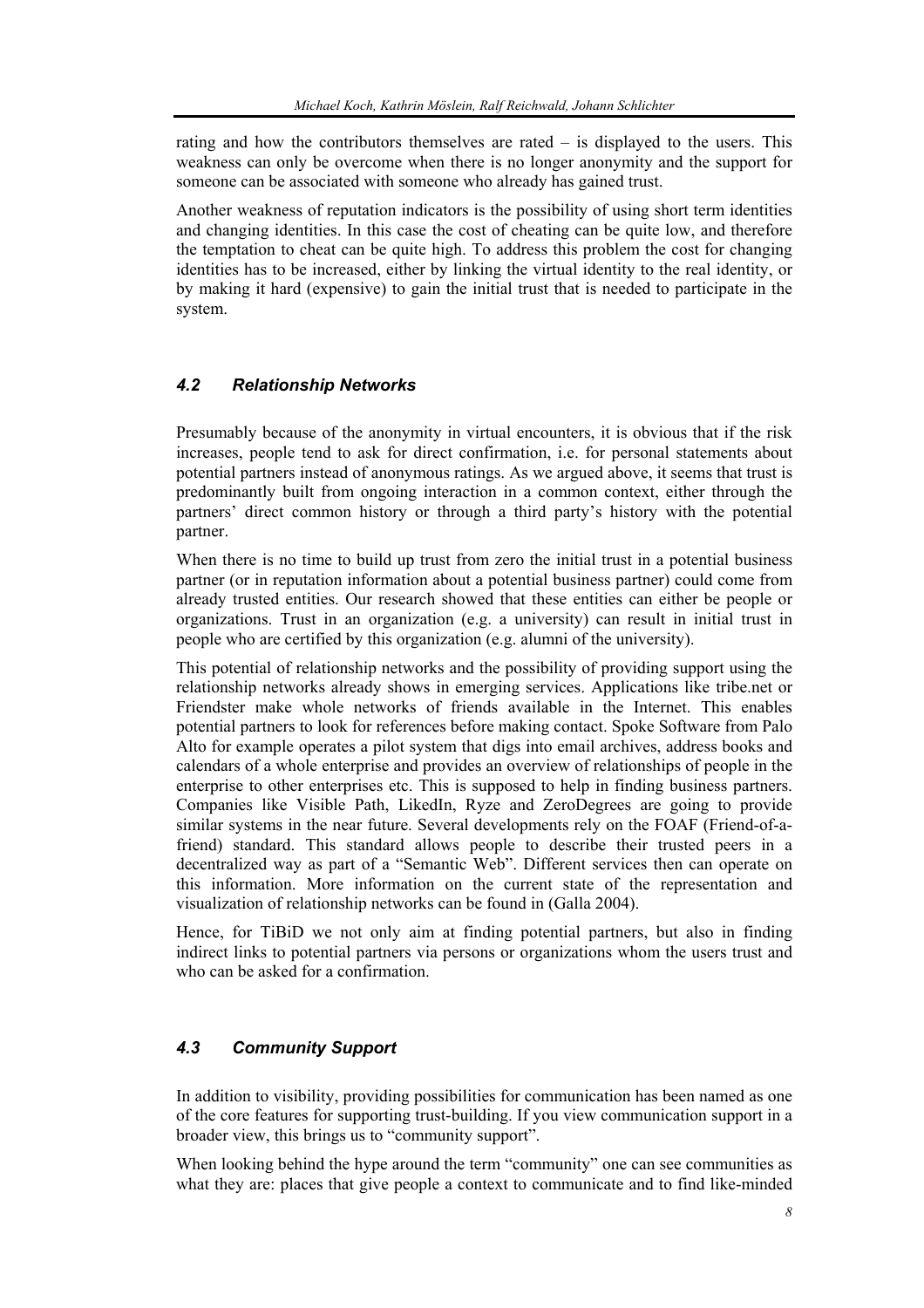rating and how the contributors themselves are rated – is displayed to the users. This weakness can only be overcome when there is no longer anonymity and the support for someone can be associated with someone who already has gained trust.

Another weakness of reputation indicators is the possibility of using short term identities and changing identities. In this case the cost of cheating can be quite low, and therefore the temptation to cheat can be quite high. To address this problem the cost for changing identities has to be increased, either by linking the virtual identity to the real identity, or by making it hard (expensive) to gain the initial trust that is needed to participate in the system.

### *4.2 Relationship Networks*

Presumably because of the anonymity in virtual encounters, it is obvious that if the risk increases, people tend to ask for direct confirmation, i.e. for personal statements about potential partners instead of anonymous ratings. As we argued above, it seems that trust is predominantly built from ongoing interaction in a common context, either through the partners' direct common history or through a third party's history with the potential partner.

When there is no time to build up trust from zero the initial trust in a potential business partner (or in reputation information about a potential business partner) could come from already trusted entities. Our research showed that these entities can either be people or organizations. Trust in an organization (e.g. a university) can result in initial trust in people who are certified by this organization (e.g. alumni of the university).

This potential of relationship networks and the possibility of providing support using the relationship networks already shows in emerging services. Applications like tribe.net or Friendster make whole networks of friends available in the Internet. This enables potential partners to look for references before making contact. Spoke Software from Palo Alto for example operates a pilot system that digs into email archives, address books and calendars of a whole enterprise and provides an overview of relationships of people in the enterprise to other enterprises etc. This is supposed to help in finding business partners. Companies like Visible Path, LinkedIn, Ryze and ZeroDegrees are going to provide similar systems in the near future. Several developments rely on the FOAF (Friend-of-a-friend) standard. This standard allows people to describe their trusted peers in a decentralized way as part of a "Semantic Web". Different services then can operate on this information. More information on the current state of the representation and visualization of relationship networks can be found in (Galla 2004).

Hence, for TiBiD we not only aim at finding potential partners, but also in finding indirect links to potential partners via persons or organizations whom the users trust and who can be asked for a confirmation.

### *4.3 Community Support*

In addition to visibility, providing possibilities for communication has been named as one of the core features for supporting trust-building. If you view communication support in a broader view, this brings us to "community support".

When looking behind the hype around the term "community" one can see communities as what they are: places that give people a context to communicate and to find like-minded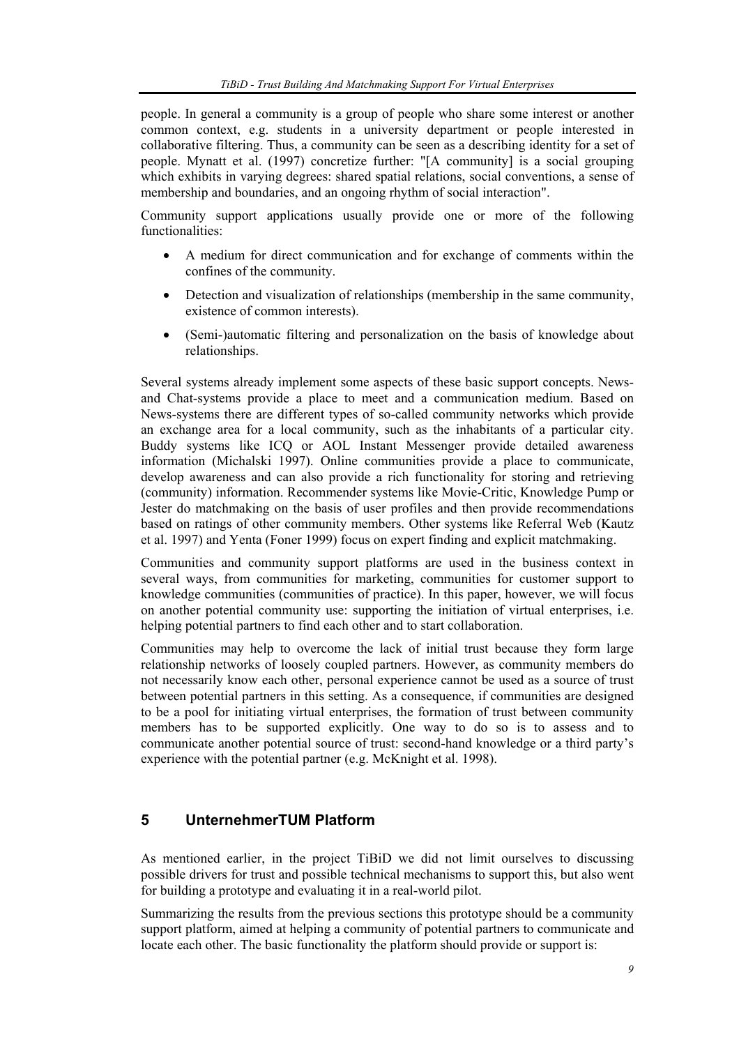people. In general a community is a group of people who share some interest or another common context, e.g. students in a university department or people interested in collaborative filtering. Thus, a community can be seen as a describing identity for a set of people. Mynatt et al. (1997) concretize further: "[A community] is a social grouping which exhibits in varying degrees: shared spatial relations, social conventions, a sense of membership and boundaries, and an ongoing rhythm of social interaction".

Community support applications usually provide one or more of the following functionalities:

- A medium for direct communication and for exchange of comments within the confines of the community.
- Detection and visualization of relationships (membership in the same community, existence of common interests).
- (Semi-)automatic filtering and personalization on the basis of knowledge about relationships.

Several systems already implement some aspects of these basic support concepts. News- and Chat-systems provide a place to meet and a communication medium. Based on News-systems there are different types of so-called community networks which provide an exchange area for a local community, such as the inhabitants of a particular city. Buddy systems like ICQ or AOL Instant Messenger provide detailed awareness information (Michalski 1997). Online communities provide a place to communicate, develop awareness and can also provide a rich functionality for storing and retrieving (community) information. Recommender systems like Movie-Critic, Knowledge Pump or Jester do matchmaking on the basis of user profiles and then provide recommendations based on ratings of other community members. Other systems like Referral Web (Kautz et al. 1997) and Yenta (Foner 1999) focus on expert finding and explicit matchmaking.

Communities and community support platforms are used in the business context in several ways, from communities for marketing, communities for customer support to knowledge communities (communities of practice). In this paper, however, we will focus on another potential community use: supporting the initiation of virtual enterprises, i.e. helping potential partners to find each other and to start collaboration.

Communities may help to overcome the lack of initial trust because they form large relationship networks of loosely coupled partners. However, as community members do not necessarily know each other, personal experience cannot be used as a source of trust between potential partners in this setting. As a consequence, if communities are designed to be a pool for initiating virtual enterprises, the formation of trust between community members has to be supported explicitly. One way to do so is to assess and to communicate another potential source of trust: second-hand knowledge or a third party's experience with the potential partner (e.g. McKnight et al. 1998).

## 5 UnternehmerTUM Platform

As mentioned earlier, in the project TiBiD we did not limit ourselves to discussing possible drivers for trust and possible technical mechanisms to support this, but also went for building a prototype and evaluating it in a real-world pilot.

Summarizing the results from the previous sections this prototype should be a community support platform, aimed at helping a community of potential partners to communicate and locate each other. The basic functionality the platform should provide or support is: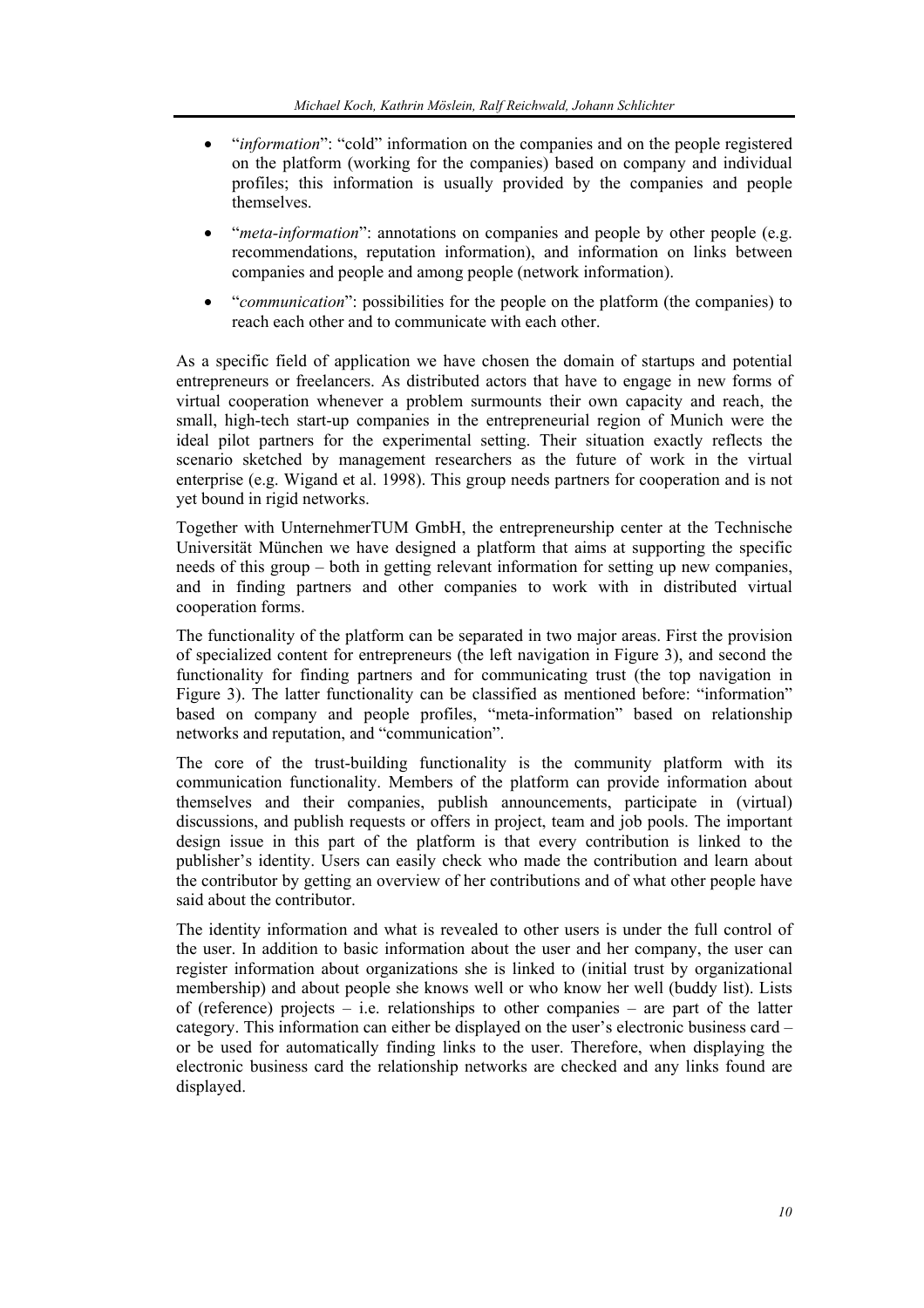- "*information*": "cold" information on the companies and on the people registered on the platform (working for the companies) based on company and individual profiles; this information is usually provided by the companies and people themselves.
- "*meta-information*": annotations on companies and people by other people (e.g. recommendations, reputation information), and information on links between companies and people and among people (network information).
- "*communication*": possibilities for the people on the platform (the companies) to reach each other and to communicate with each other.

As a specific field of application we have chosen the domain of startups and potential entrepreneurs or freelancers. As distributed actors that have to engage in new forms of virtual cooperation whenever a problem surmounts their own capacity and reach, the small, high-tech start-up companies in the entrepreneurial region of Munich were the ideal pilot partners for the experimental setting. Their situation exactly reflects the scenario sketched by management researchers as the future of work in the virtual enterprise (e.g. Wigand et al. 1998). This group needs partners for cooperation and is not yet bound in rigid networks.

Together with UnternehmerTUM GmbH, the entrepreneurship center at the Technische Universität München we have designed a platform that aims at supporting the specific needs of this group – both in getting relevant information for setting up new companies, and in finding partners and other companies to work with in distributed virtual cooperation forms.

The functionality of the platform can be separated in two major areas. First the provision of specialized content for entrepreneurs (the left navigation in Figure 3), and second the functionality for finding partners and for communicating trust (the top navigation in Figure 3). The latter functionality can be classified as mentioned before: "information" based on company and people profiles, "meta-information" based on relationship networks and reputation, and "communication".

The core of the trust-building functionality is the community platform with its communication functionality. Members of the platform can provide information about themselves and their companies, publish announcements, participate in (virtual) discussions, and publish requests or offers in project, team and job pools. The important design issue in this part of the platform is that every contribution is linked to the publisher's identity. Users can easily check who made the contribution and learn about the contributor by getting an overview of her contributions and of what other people have said about the contributor.

The identity information and what is revealed to other users is under the full control of the user. In addition to basic information about the user and her company, the user can register information about organizations she is linked to (initial trust by organizational membership) and about people she knows well or who know her well (buddy list). Lists of (reference) projects – i.e. relationships to other companies – are part of the latter category. This information can either be displayed on the user's electronic business card – or be used for automatically finding links to the user. Therefore, when displaying the electronic business card the relationship networks are checked and any links found are displayed.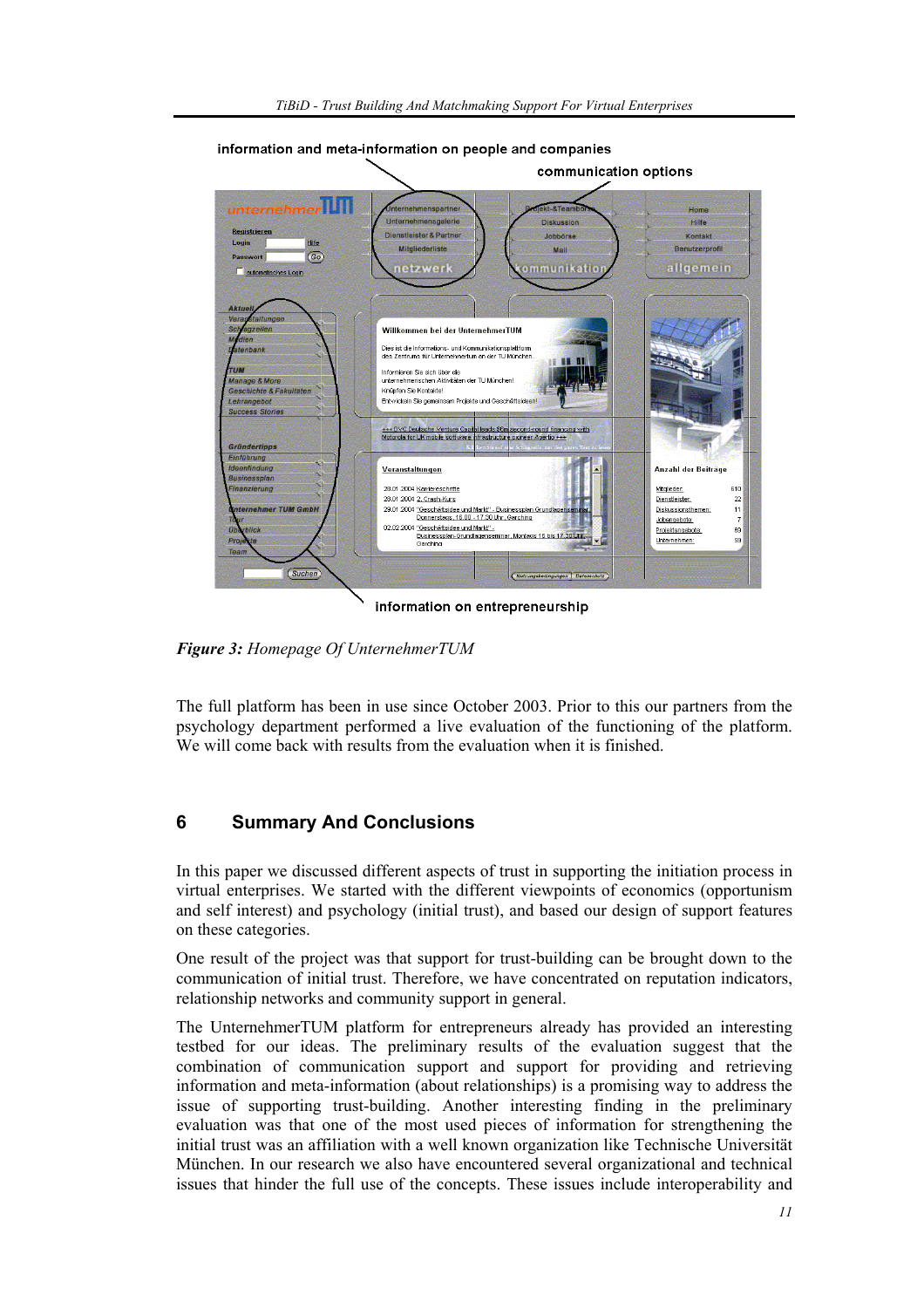*Figure 3:* *Homepage Of UnternehmerTUM*

The full platform has been in use since October 2003. Prior to this our partners from the psychology department performed a live evaluation of the functioning of the platform. We will come back with results from the evaluation when it is finished.

## 6 Summary And Conclusions

In this paper we discussed different aspects of trust in supporting the initiation process in virtual enterprises. We started with the different viewpoints of economics (opportunism and self interest) and psychology (initial trust), and based our design of support features on these categories.

One result of the project was that support for trust-building can be brought down to the communication of initial trust. Therefore, we have concentrated on reputation indicators, relationship networks and community support in general.

The UnternehmerTUM platform for entrepreneurs already has provided an interesting testbed for our ideas. The preliminary results of the evaluation suggest that the combination of communication support and support for providing and retrieving information and meta-information (about relationships) is a promising way to address the issue of supporting trust-building. Another interesting finding in the preliminary evaluation was that one of the most used pieces of information for strengthening the initial trust was an affiliation with a well known organization like Technische Universität München. In our research we also have encountered several organizational and technical issues that hinder the full use of the concepts. These issues include interoperability and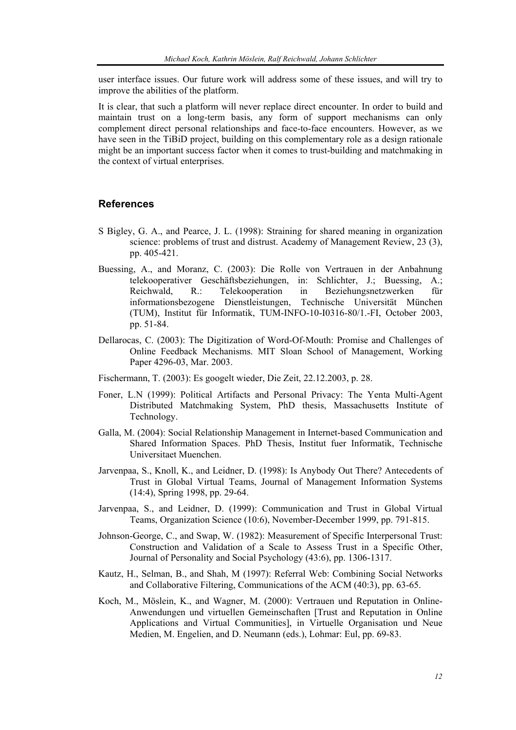user interface issues. Our future work will address some of these issues, and will try to improve the abilities of the platform.

It is clear, that such a platform will never replace direct encounter. In order to build and maintain trust on a long-term basis, any form of support mechanisms can only complement direct personal relationships and face-to-face encounters. However, as we have seen in the TiBiD project, building on this complementary role as a design rationale might be an important success factor when it comes to trust-building and matchmaking in the context of virtual enterprises.

## References

S Bigley, G. A., and Pearce, J. L. (1998): Straining for shared meaning in organization science: problems of trust and distrust. Academy of Management Review, 23 (3), pp. 405-421.

Buessing, A., and Moranz, C. (2003): Die Rolle von Vertrauen in der Anbahnung telekooperativer Geschäftsbeziehungen, in: Schlichter, J.; Buessing, A.; Reichwald, R.: Telekooperation in Beziehungsnetzwerken für informationsbezogene Dienstleistungen, Technische Universität München (TUM), Institut für Informatik, TUM-INFO-10-I0316-80/1.-FI, October 2003, pp. 51-84.

Dellarocas, C. (2003): The Digitization of Word-Of-Mouth: Promise and Challenges of Online Feedback Mechanisms. MIT Sloan School of Management, Working Paper 4296-03, Mar. 2003.

Fischermann, T. (2003): Es googelt wieder, Die Zeit, 22.12.2003, p. 28.

Foner, L.N (1999): Political Artifacts and Personal Privacy: The Yenta Multi-Agent Distributed Matchmaking System, PhD thesis, Massachusetts Institute of Technology.

Galla, M. (2004): Social Relationship Management in Internet-based Communication and Shared Information Spaces. PhD Thesis, Institut fuer Informatik, Technische Universitaet Muenchen.

Jarvenpaa, S., Knoll, K., and Leidner, D. (1998): Is Anybody Out There? Antecedents of Trust in Global Virtual Teams, Journal of Management Information Systems (14:4), Spring 1998, pp. 29-64.

Jarvenpaa, S., and Leidner, D. (1999): Communication and Trust in Global Virtual Teams, Organization Science (10:6), November-December 1999, pp. 791-815.

Johnson-George, C., and Swap, W. (1982): Measurement of Specific Interpersonal Trust: Construction and Validation of a Scale to Assess Trust in a Specific Other, Journal of Personality and Social Psychology (43:6), pp. 1306-1317.

Kautz, H., Selman, B., and Shah, M (1997): Referral Web: Combining Social Networks and Collaborative Filtering, Communications of the ACM (40:3), pp. 63-65.

Koch, M., Möslein, K., and Wagner, M. (2000): Vertrauen und Reputation in Online-Anwendungen und virtuellen Gemeinschaften [Trust and Reputation in Online Applications and Virtual Communities], in Virtuelle Organisation und Neue Medien, M. Engelien, and D. Neumann (eds.), Lohmar: Eul, pp. 69-83.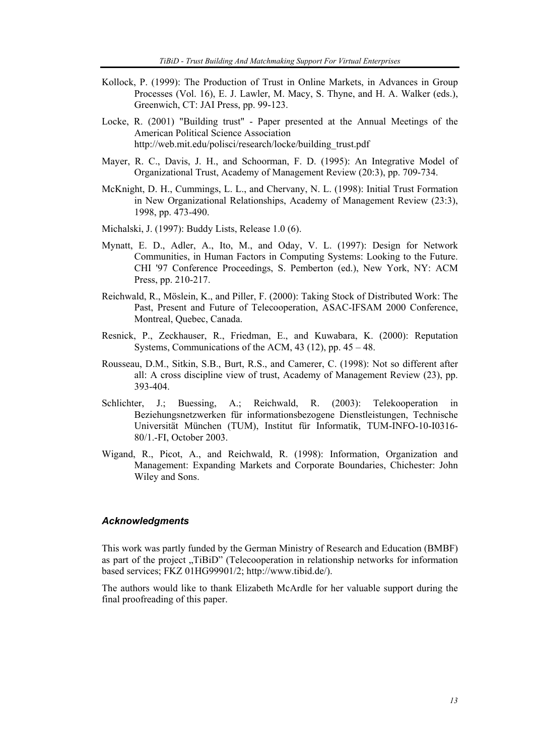Kollock, P. (1999): The Production of Trust in Online Markets, in Advances in Group Processes (Vol. 16), E. J. Lawler, M. Macy, S. Thyne, and H. A. Walker (eds.), Greenwich, CT: JAI Press, pp. 99-123.

Locke, R. (2001) "Building trust" - Paper presented at the Annual Meetings of the American Political Science Association http://web.mit.edu/polisci/research/locke/building_trust.pdf

Mayer, R. C., Davis, J. H., and Schoorman, F. D. (1995): An Integrative Model of Organizational Trust, Academy of Management Review (20:3), pp. 709-734.

McKnight, D. H., Cummings, L. L., and Chervany, N. L. (1998): Initial Trust Formation in New Organizational Relationships, Academy of Management Review (23:3), 1998, pp. 473-490.

Michalski, J. (1997): Buddy Lists, Release 1.0 (6).

Mynatt, E. D., Adler, A., Ito, M., and Oday, V. L. (1997): Design for Network Communities, in Human Factors in Computing Systems: Looking to the Future. CHI '97 Conference Proceedings, S. Pemberton (ed.), New York, NY: ACM Press, pp. 210-217.

Reichwald, R., Möslein, K., and Piller, F. (2000): Taking Stock of Distributed Work: The Past, Present and Future of Telecooperation, ASAC-IFSAM 2000 Conference, Montreal, Quebec, Canada.

Resnick, P., Zeckhauser, R., Friedman, E., and Kuwabara, K. (2000): Reputation Systems, Communications of the ACM, 43 (12), pp. 45 – 48.

Rousseau, D.M., Sitkin, S.B., Burt, R.S., and Camerer, C. (1998): Not so different after all: A cross discipline view of trust, Academy of Management Review (23), pp. 393-404.

Schlichter, J.; Buessing, A.; Reichwald, R. (2003): Telekooperation in Beziehungsnetzwerken für informationsbezogene Dienstleistungen, Technische Universität München (TUM), Institut für Informatik, TUM-INFO-10-I0316-80/1.-FI, October 2003.

Wigand, R., Picot, A., and Reichwald, R. (1998): Information, Organization and Management: Expanding Markets and Corporate Boundaries, Chichester: John Wiley and Sons.

### *Acknowledgments*

This work was partly funded by the German Ministry of Research and Education (BMBF) as part of the project „TiBiD" (Telecooperation in relationship networks for information based services; FKZ 01HG99901/2; http://www.tibid.de/).

The authors would like to thank Elizabeth McArdle for her valuable support during the final proofreading of this paper.